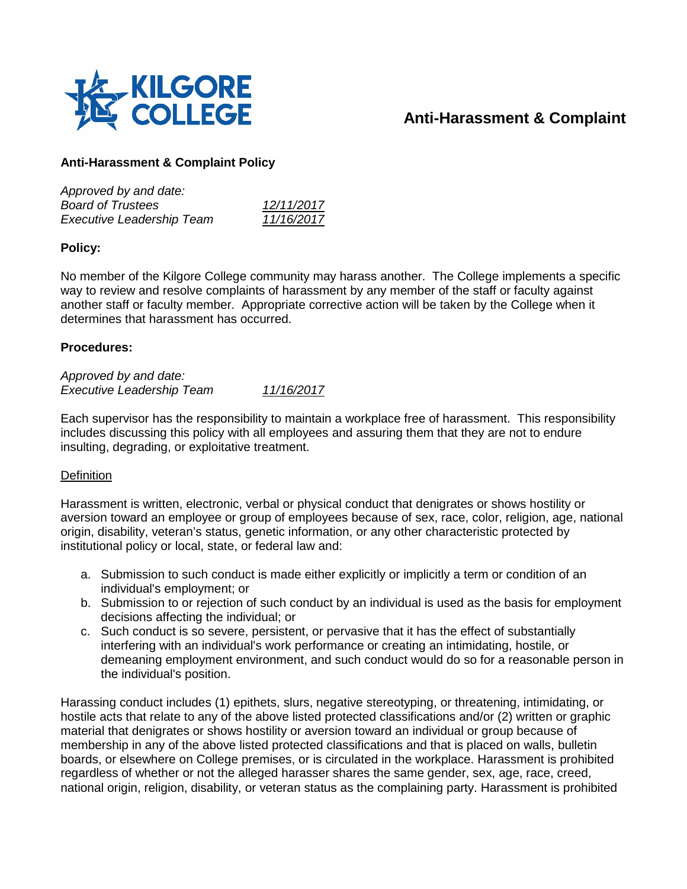# Anti-Harassment & Complaint

**Anti-Harassment & Complaint Policy**

*Approved by and date:*
*Board of Trustees* *12/11/2017*
*Executive Leadership Team* *11/16/2017*

**Policy:**

No member of the Kilgore College community may harass another. The College implements a specific way to review and resolve complaints of harassment by any member of the staff or faculty against another staff or faculty member. Appropriate corrective action will be taken by the College when it determines that harassment has occurred.

**Procedures:**

*Approved by and date:*
*Executive Leadership Team* *11/16/2017*

Each supervisor has the responsibility to maintain a workplace free of harassment. This responsibility includes discussing this policy with all employees and assuring them that they are not to endure insulting, degrading, or exploitative treatment.

Definition

Harassment is written, electronic, verbal or physical conduct that denigrates or shows hostility or aversion toward an employee or group of employees because of sex, race, color, religion, age, national origin, disability, veteran's status, genetic information, or any other characteristic protected by institutional policy or local, state, or federal law and:

a. Submission to such conduct is made either explicitly or implicitly a term or condition of an individual's employment; or
b. Submission to or rejection of such conduct by an individual is used as the basis for employment decisions affecting the individual; or
c. Such conduct is so severe, persistent, or pervasive that it has the effect of substantially interfering with an individual's work performance or creating an intimidating, hostile, or demeaning employment environment, and such conduct would do so for a reasonable person in the individual's position.

Harassing conduct includes (1) epithets, slurs, negative stereotyping, or threatening, intimidating, or hostile acts that relate to any of the above listed protected classifications and/or (2) written or graphic material that denigrates or shows hostility or aversion toward an individual or group because of membership in any of the above listed protected classifications and that is placed on walls, bulletin boards, or elsewhere on College premises, or is circulated in the workplace. Harassment is prohibited regardless of whether or not the alleged harasser shares the same gender, sex, age, race, creed, national origin, religion, disability, or veteran status as the complaining party. Harassment is prohibited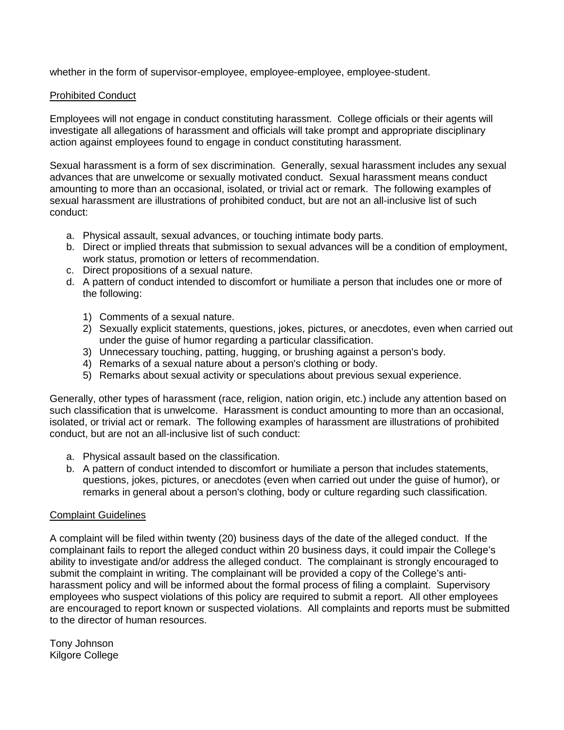whether in the form of supervisor-employee, employee-employee, employee-student.

Prohibited Conduct

Employees will not engage in conduct constituting harassment. College officials or their agents will investigate all allegations of harassment and officials will take prompt and appropriate disciplinary action against employees found to engage in conduct constituting harassment.

Sexual harassment is a form of sex discrimination. Generally, sexual harassment includes any sexual advances that are unwelcome or sexually motivated conduct. Sexual harassment means conduct amounting to more than an occasional, isolated, or trivial act or remark. The following examples of sexual harassment are illustrations of prohibited conduct, but are not an all-inclusive list of such conduct:

a. Physical assault, sexual advances, or touching intimate body parts.
b. Direct or implied threats that submission to sexual advances will be a condition of employment, work status, promotion or letters of recommendation.
c. Direct propositions of a sexual nature.
d. A pattern of conduct intended to discomfort or humiliate a person that includes one or more of the following:

    1) Comments of a sexual nature.
    2) Sexually explicit statements, questions, jokes, pictures, or anecdotes, even when carried out under the guise of humor regarding a particular classification.
    3) Unnecessary touching, patting, hugging, or brushing against a person's body.
    4) Remarks of a sexual nature about a person's clothing or body.
    5) Remarks about sexual activity or speculations about previous sexual experience.

Generally, other types of harassment (race, religion, nation origin, etc.) include any attention based on such classification that is unwelcome. Harassment is conduct amounting to more than an occasional, isolated, or trivial act or remark. The following examples of harassment are illustrations of prohibited conduct, but are not an all-inclusive list of such conduct:

a. Physical assault based on the classification.
b. A pattern of conduct intended to discomfort or humiliate a person that includes statements, questions, jokes, pictures, or anecdotes (even when carried out under the guise of humor), or remarks in general about a person's clothing, body or culture regarding such classification.

Complaint Guidelines

A complaint will be filed within twenty (20) business days of the date of the alleged conduct. If the complainant fails to report the alleged conduct within 20 business days, it could impair the College's ability to investigate and/or address the alleged conduct. The complainant is strongly encouraged to submit the complaint in writing. The complainant will be provided a copy of the College's anti-harassment policy and will be informed about the formal process of filing a complaint. Supervisory employees who suspect violations of this policy are required to submit a report. All other employees are encouraged to report known or suspected violations. All complaints and reports must be submitted to the director of human resources.

Tony Johnson
Kilgore College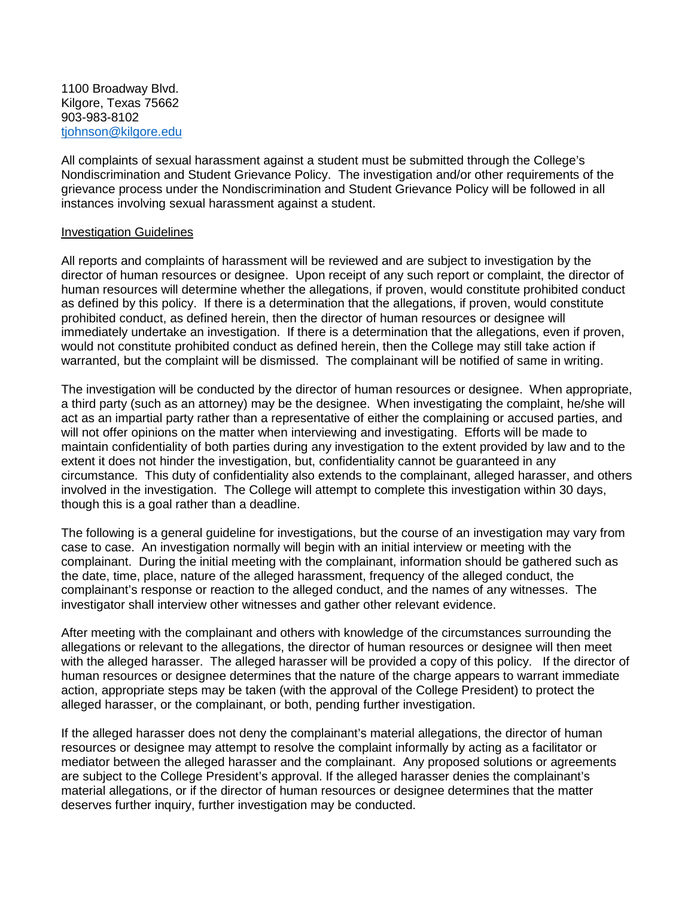1100 Broadway Blvd.
Kilgore, Texas 75662
903-983-8102
tjohnson@kilgore.edu

All complaints of sexual harassment against a student must be submitted through the College's Nondiscrimination and Student Grievance Policy. The investigation and/or other requirements of the grievance process under the Nondiscrimination and Student Grievance Policy will be followed in all instances involving sexual harassment against a student.

Investigation Guidelines

All reports and complaints of harassment will be reviewed and are subject to investigation by the director of human resources or designee. Upon receipt of any such report or complaint, the director of human resources will determine whether the allegations, if proven, would constitute prohibited conduct as defined by this policy. If there is a determination that the allegations, if proven, would constitute prohibited conduct, as defined herein, then the director of human resources or designee will immediately undertake an investigation. If there is a determination that the allegations, even if proven, would not constitute prohibited conduct as defined herein, then the College may still take action if warranted, but the complaint will be dismissed. The complainant will be notified of same in writing.

The investigation will be conducted by the director of human resources or designee. When appropriate, a third party (such as an attorney) may be the designee. When investigating the complaint, he/she will act as an impartial party rather than a representative of either the complaining or accused parties, and will not offer opinions on the matter when interviewing and investigating. Efforts will be made to maintain confidentiality of both parties during any investigation to the extent provided by law and to the extent it does not hinder the investigation, but, confidentiality cannot be guaranteed in any circumstance. This duty of confidentiality also extends to the complainant, alleged harasser, and others involved in the investigation. The College will attempt to complete this investigation within 30 days, though this is a goal rather than a deadline.

The following is a general guideline for investigations, but the course of an investigation may vary from case to case. An investigation normally will begin with an initial interview or meeting with the complainant. During the initial meeting with the complainant, information should be gathered such as the date, time, place, nature of the alleged harassment, frequency of the alleged conduct, the complainant's response or reaction to the alleged conduct, and the names of any witnesses. The investigator shall interview other witnesses and gather other relevant evidence.

After meeting with the complainant and others with knowledge of the circumstances surrounding the allegations or relevant to the allegations, the director of human resources or designee will then meet with the alleged harasser. The alleged harasser will be provided a copy of this policy. If the director of human resources or designee determines that the nature of the charge appears to warrant immediate action, appropriate steps may be taken (with the approval of the College President) to protect the alleged harasser, or the complainant, or both, pending further investigation.

If the alleged harasser does not deny the complainant's material allegations, the director of human resources or designee may attempt to resolve the complaint informally by acting as a facilitator or mediator between the alleged harasser and the complainant. Any proposed solutions or agreements are subject to the College President's approval. If the alleged harasser denies the complainant's material allegations, or if the director of human resources or designee determines that the matter deserves further inquiry, further investigation may be conducted.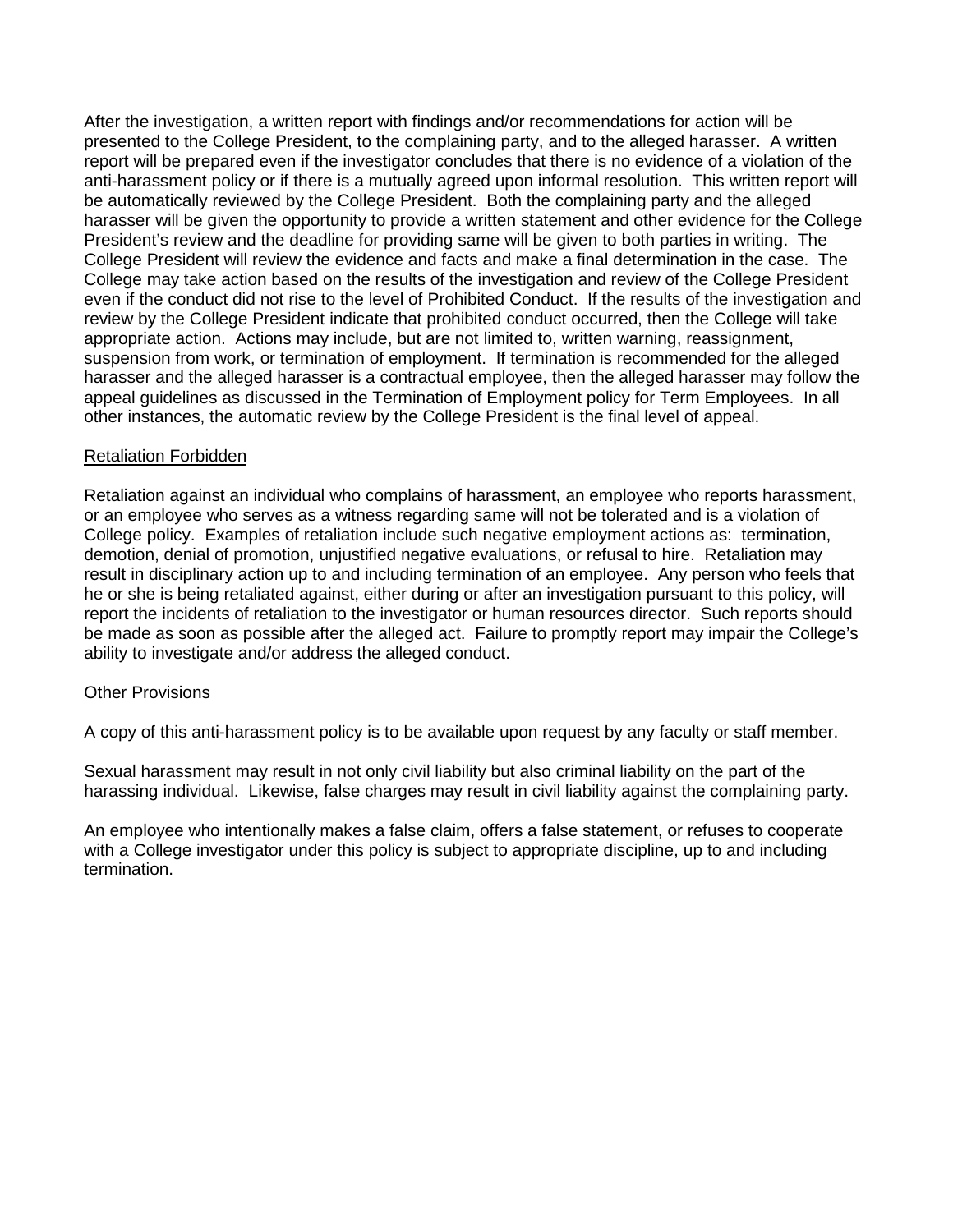After the investigation, a written report with findings and/or recommendations for action will be presented to the College President, to the complaining party, and to the alleged harasser. A written report will be prepared even if the investigator concludes that there is no evidence of a violation of the anti-harassment policy or if there is a mutually agreed upon informal resolution. This written report will be automatically reviewed by the College President. Both the complaining party and the alleged harasser will be given the opportunity to provide a written statement and other evidence for the College President's review and the deadline for providing same will be given to both parties in writing. The College President will review the evidence and facts and make a final determination in the case. The College may take action based on the results of the investigation and review of the College President even if the conduct did not rise to the level of Prohibited Conduct. If the results of the investigation and review by the College President indicate that prohibited conduct occurred, then the College will take appropriate action. Actions may include, but are not limited to, written warning, reassignment, suspension from work, or termination of employment. If termination is recommended for the alleged harasser and the alleged harasser is a contractual employee, then the alleged harasser may follow the appeal guidelines as discussed in the Termination of Employment policy for Term Employees. In all other instances, the automatic review by the College President is the final level of appeal.

## Retaliation Forbidden

Retaliation against an individual who complains of harassment, an employee who reports harassment, or an employee who serves as a witness regarding same will not be tolerated and is a violation of College policy. Examples of retaliation include such negative employment actions as: termination, demotion, denial of promotion, unjustified negative evaluations, or refusal to hire. Retaliation may result in disciplinary action up to and including termination of an employee. Any person who feels that he or she is being retaliated against, either during or after an investigation pursuant to this policy, will report the incidents of retaliation to the investigator or human resources director. Such reports should be made as soon as possible after the alleged act. Failure to promptly report may impair the College's ability to investigate and/or address the alleged conduct.

## Other Provisions

A copy of this anti-harassment policy is to be available upon request by any faculty or staff member.

Sexual harassment may result in not only civil liability but also criminal liability on the part of the harassing individual. Likewise, false charges may result in civil liability against the complaining party.

An employee who intentionally makes a false claim, offers a false statement, or refuses to cooperate with a College investigator under this policy is subject to appropriate discipline, up to and including termination.